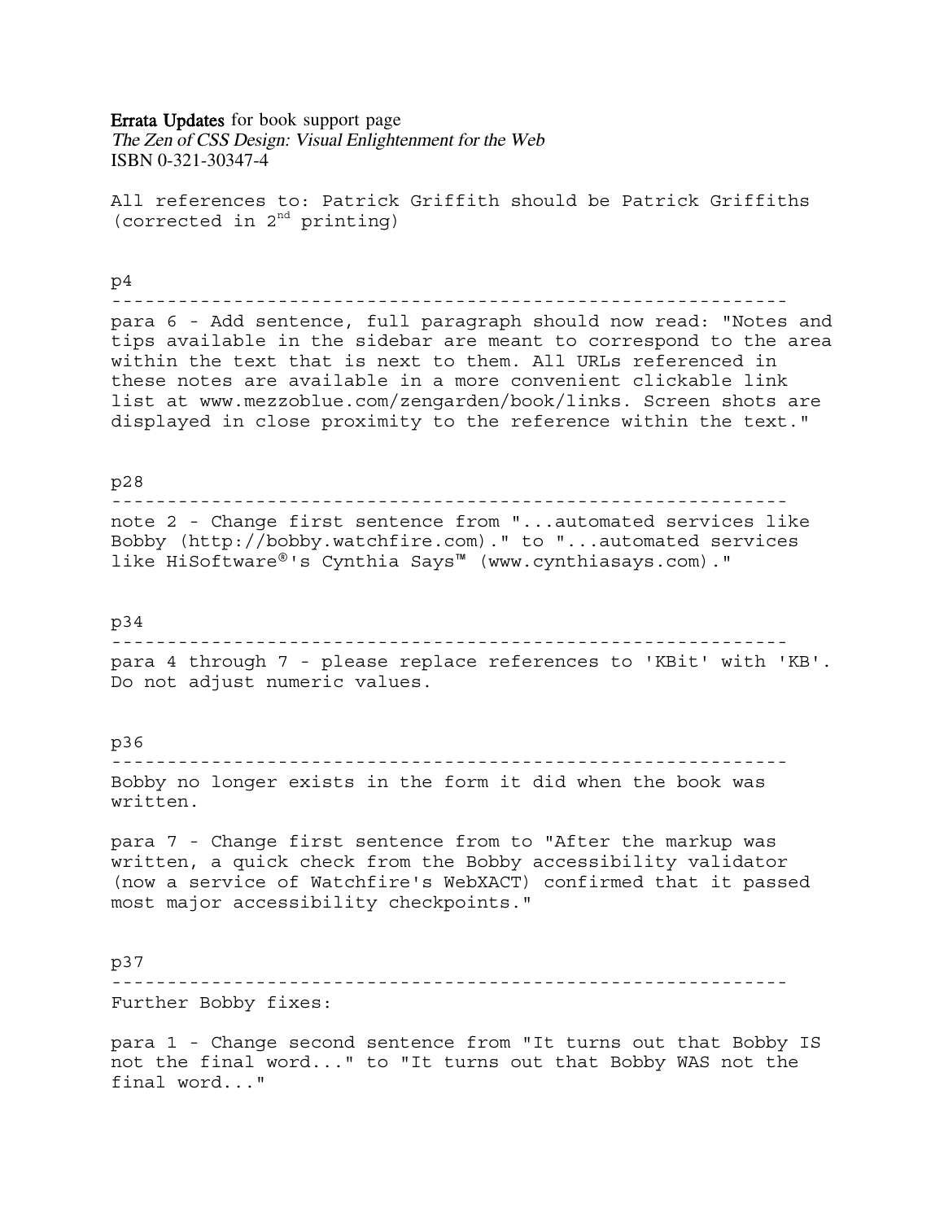**Errata Updates** for book support page
*The Zen of CSS Design: Visual Enlightenment for the Web*
ISBN 0-321-30347-4

All references to: Patrick Griffith should be Patrick Griffiths (corrected in 2nd printing)

p4

---

para 6 - Add sentence, full paragraph should now read: "Notes and tips available in the sidebar are meant to correspond to the area within the text that is next to them. All URLs referenced in these notes are available in a more convenient clickable link list at www.mezzoblue.com/zengarden/book/links. Screen shots are displayed in close proximity to the reference within the text."

p28

---

note 2 - Change first sentence from "...automated services like Bobby (http://bobby.watchfire.com)." to "...automated services like HiSoftware®'s Cynthia Says™ (www.cynthiasays.com)."

p34

---

para 4 through 7 - please replace references to 'KBit' with 'KB'. Do not adjust numeric values.

p36

---

Bobby no longer exists in the form it did when the book was written.

para 7 - Change first sentence from to "After the markup was written, a quick check from the Bobby accessibility validator (now a service of Watchfire's WebXACT) confirmed that it passed most major accessibility checkpoints."

p37

---

Further Bobby fixes:

para 1 - Change second sentence from "It turns out that Bobby IS not the final word..." to "It turns out that Bobby WAS not the final word..."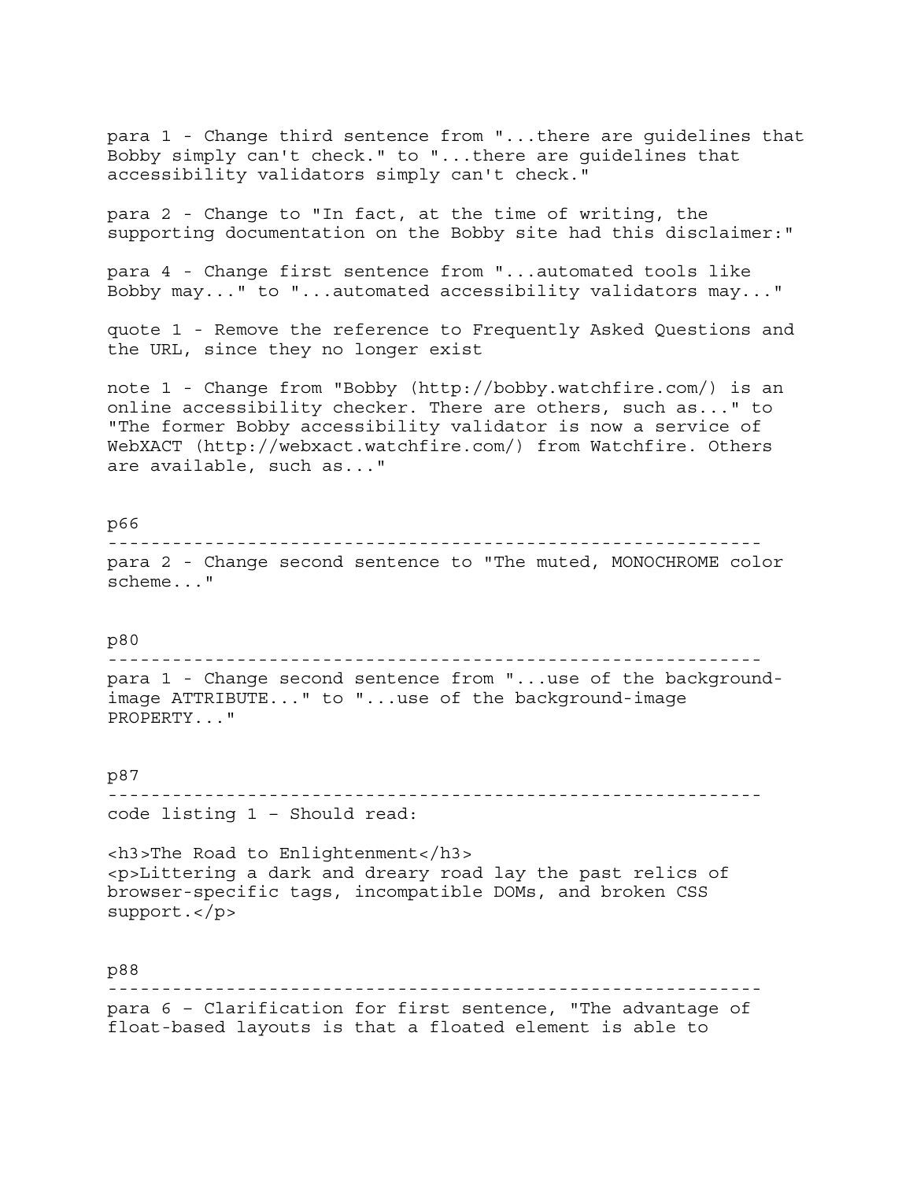para 1 - Change third sentence from "...there are guidelines that Bobby simply can't check." to "...there are guidelines that accessibility validators simply can't check."

para 2 - Change to "In fact, at the time of writing, the supporting documentation on the Bobby site had this disclaimer:"

para 4 - Change first sentence from "...automated tools like Bobby may..." to "...automated accessibility validators may..."

quote 1 - Remove the reference to Frequently Asked Questions and the URL, since they no longer exist

note 1 - Change from "Bobby (http://bobby.watchfire.com/) is an online accessibility checker. There are others, such as..." to "The former Bobby accessibility validator is now a service of WebXACT (http://webxact.watchfire.com/) from Watchfire. Others are available, such as..."

## p66

---

para 2 - Change second sentence to "The muted, MONOCHROME color scheme..."

## p80

---

para 1 - Change second sentence from "...use of the background-image ATTRIBUTE..." to "...use of the background-image PROPERTY..."

## p87

---

code listing 1 – Should read:

```
<h3>The Road to Enlightenment</h3>
<p>Littering a dark and dreary road lay the past relics of
browser-specific tags, incompatible DOMs, and broken CSS
support.</p>
```

## p88

---

para 6 – Clarification for first sentence, "The advantage of float-based layouts is that a floated element is able to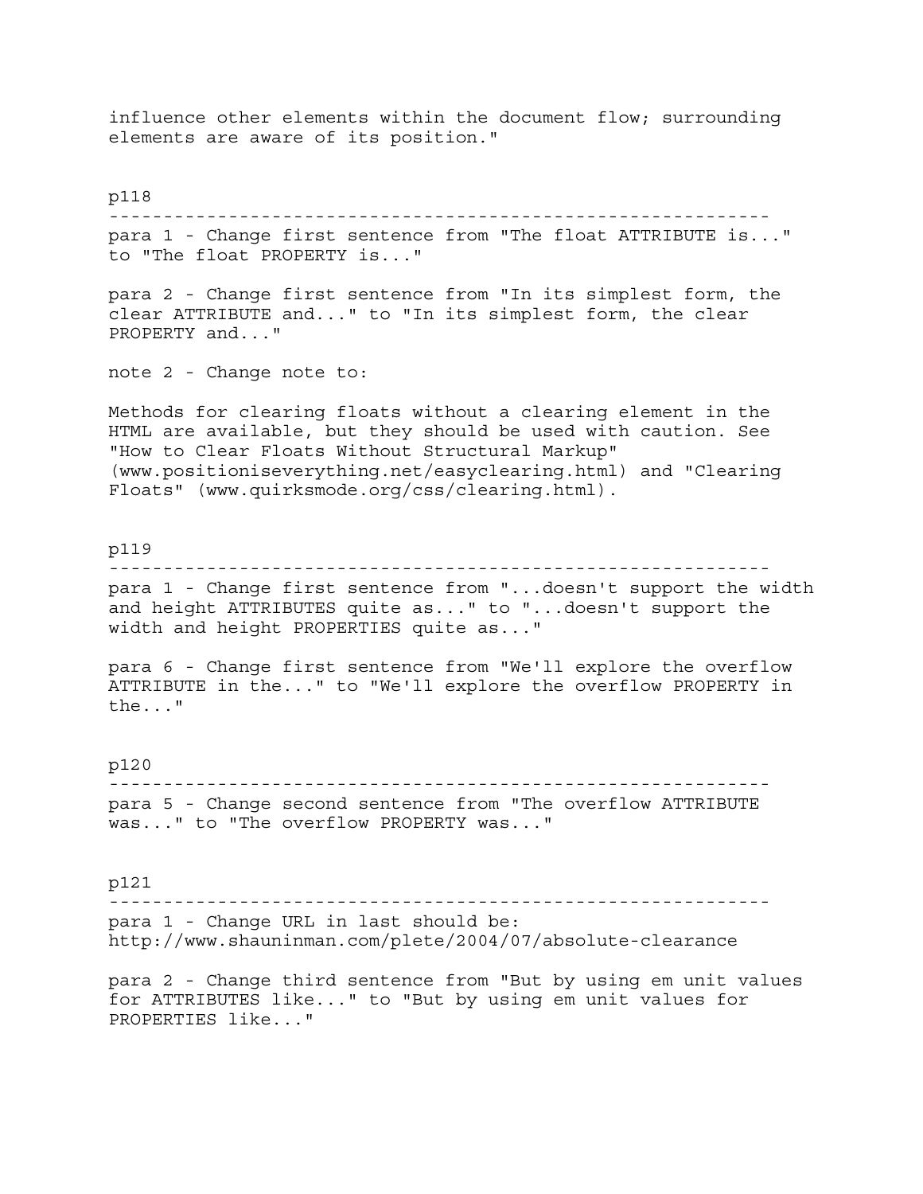influence other elements within the document flow; surrounding elements are aware of its position."

p118

---

para 1 - Change first sentence from "The float ATTRIBUTE is..." to "The float PROPERTY is..."

para 2 - Change first sentence from "In its simplest form, the clear ATTRIBUTE and..." to "In its simplest form, the clear PROPERTY and..."

note 2 - Change note to:

Methods for clearing floats without a clearing element in the HTML are available, but they should be used with caution. See "How to Clear Floats Without Structural Markup" (www.positioniseverything.net/easyclearing.html) and "Clearing Floats" (www.quirksmode.org/css/clearing.html).

p119

---

para 1 - Change first sentence from "...doesn't support the width and height ATTRIBUTES quite as..." to "...doesn't support the width and height PROPERTIES quite as..."

para 6 - Change first sentence from "We'll explore the overflow ATTRIBUTE in the..." to "We'll explore the overflow PROPERTY in the..."

p120

---

para 5 - Change second sentence from "The overflow ATTRIBUTE was..." to "The overflow PROPERTY was..."

p121

---

para 1 - Change URL in last should be:
http://www.shauninman.com/plete/2004/07/absolute-clearance

para 2 - Change third sentence from "But by using em unit values for ATTRIBUTES like..." to "But by using em unit values for PROPERTIES like..."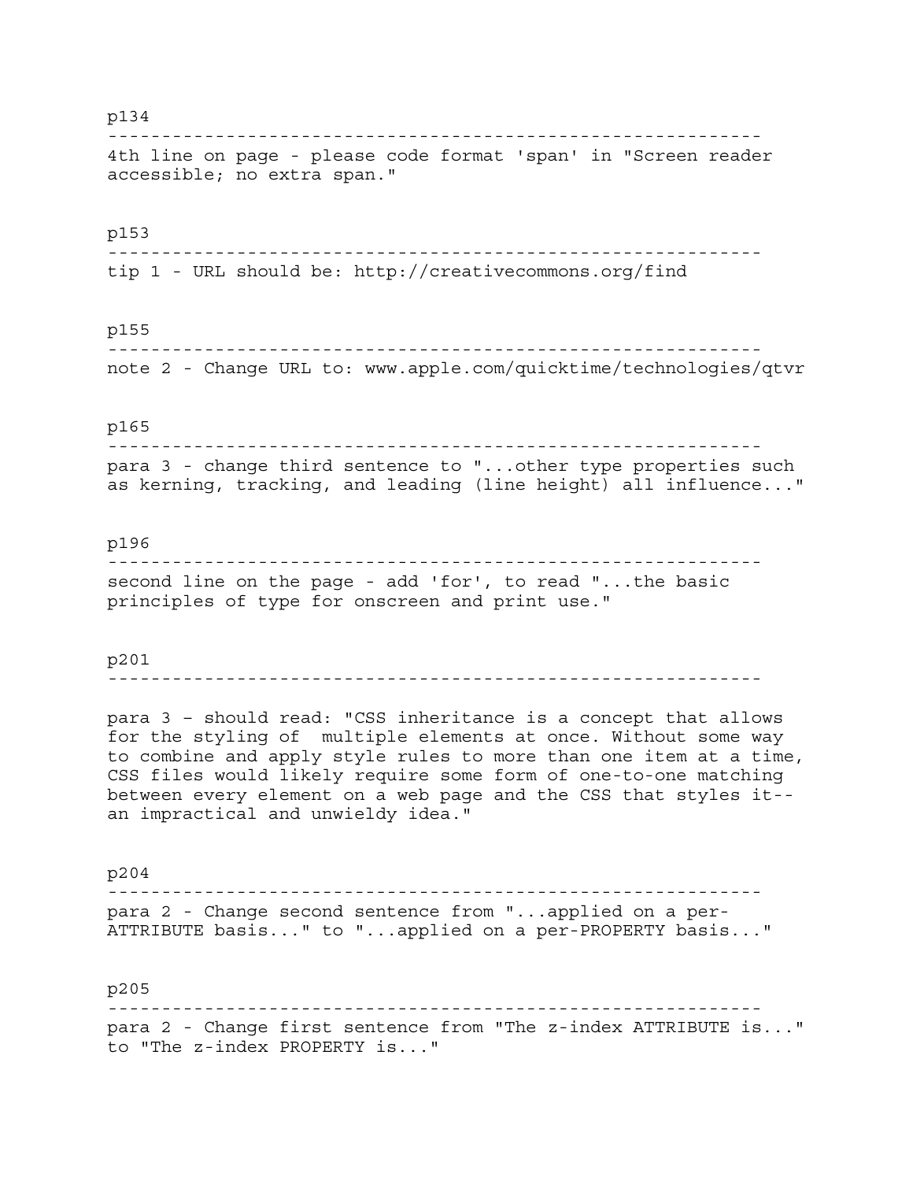p134

---

4th line on page - please code format 'span' in "Screen reader accessible; no extra span."

p153

---

tip 1 - URL should be: http://creativecommons.org/find

p155

---

note 2 - Change URL to: www.apple.com/quicktime/technologies/qtvr

p165

---

para 3 - change third sentence to "...other type properties such as kerning, tracking, and leading (line height) all influence..."

p196

---

second line on the page - add 'for', to read "...the basic principles of type for onscreen and print use."

p201

---

para 3 – should read: "CSS inheritance is a concept that allows for the styling of multiple elements at once. Without some way to combine and apply style rules to more than one item at a time, CSS files would likely require some form of one-to-one matching between every element on a web page and the CSS that styles it--an impractical and unwieldy idea."

p204

---

para 2 - Change second sentence from "...applied on a per-ATTRIBUTE basis..." to "...applied on a per-PROPERTY basis..."

p205

---

para 2 - Change first sentence from "The z-index ATTRIBUTE is..." to "The z-index PROPERTY is..."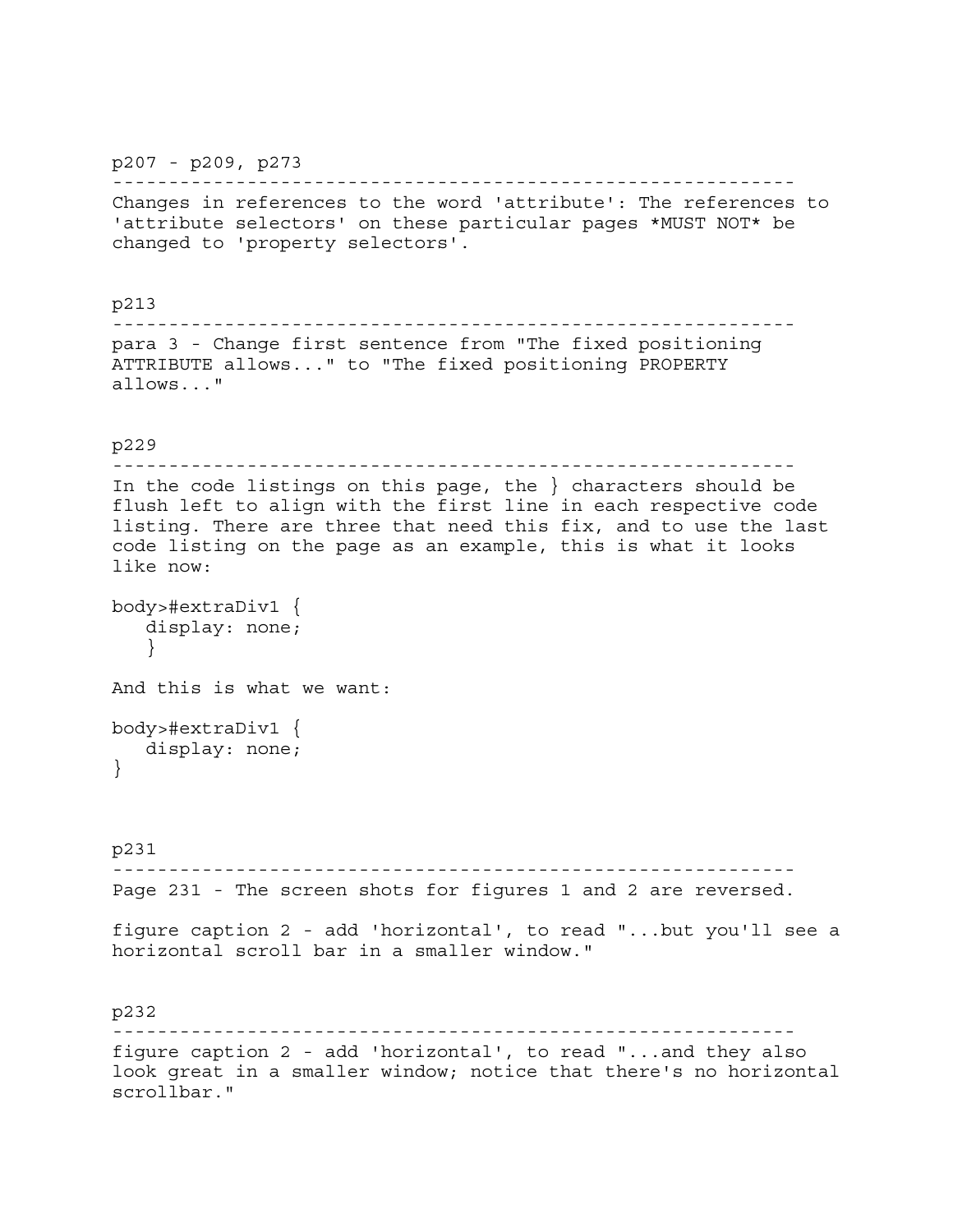p207 - p209, p273

---

Changes in references to the word 'attribute': The references to 'attribute selectors' on these particular pages *MUST NOT* be changed to 'property selectors'.

p213

---

para 3 - Change first sentence from "The fixed positioning ATTRIBUTE allows..." to "The fixed positioning PROPERTY allows..."

p229

---

In the code listings on this page, the } characters should be flush left to align with the first line in each respective code listing. There are three that need this fix, and to use the last code listing on the page as an example, this is what it looks like now:

```
body>#extraDiv1 {
   display: none;
   }
```

And this is what we want:

```
body>#extraDiv1 {
   display: none;
}
```

p231

---

Page 231 - The screen shots for figures 1 and 2 are reversed.

figure caption 2 - add 'horizontal', to read "...but you'll see a horizontal scroll bar in a smaller window."

p232

---

figure caption 2 - add 'horizontal', to read "...and they also look great in a smaller window; notice that there's no horizontal scrollbar."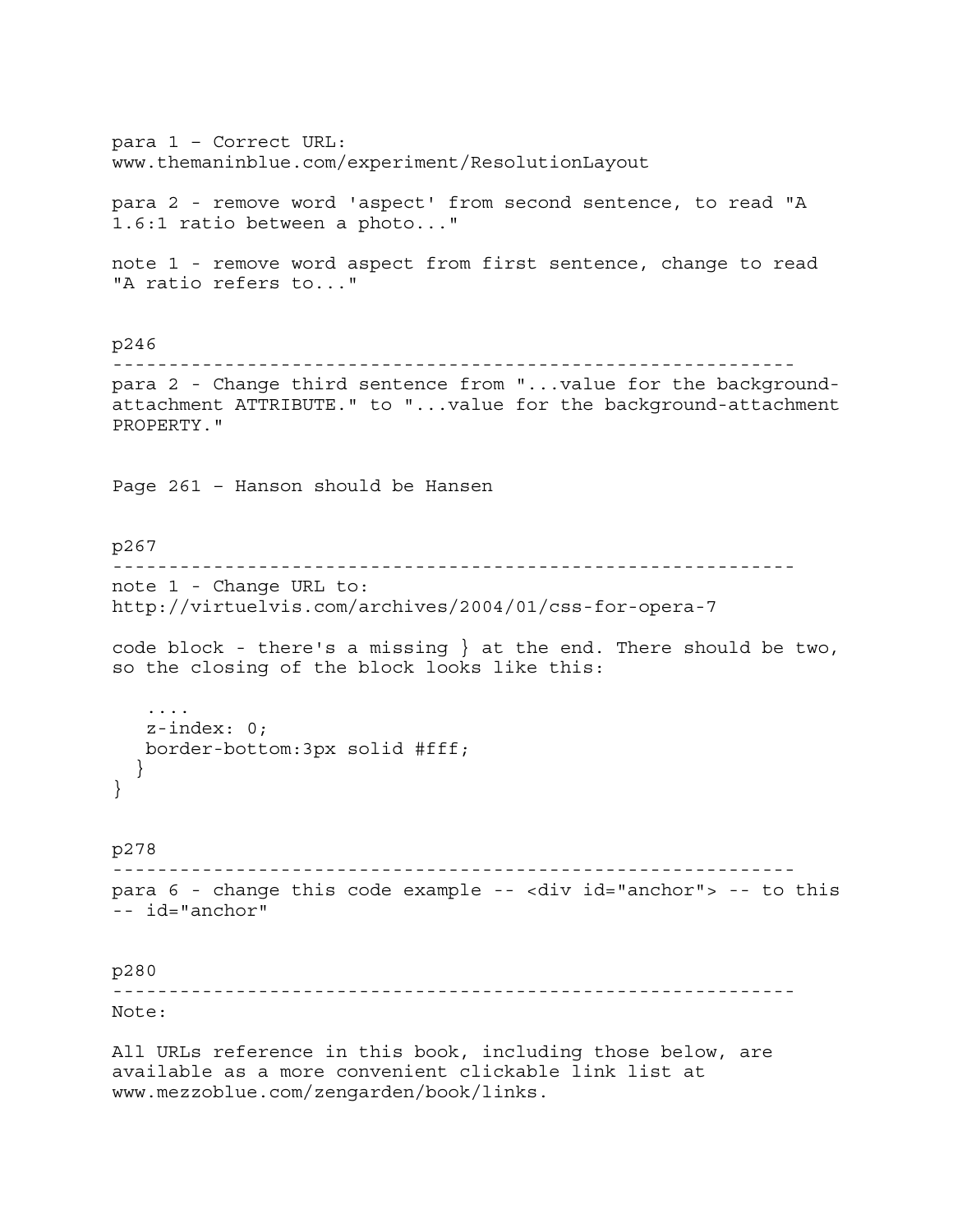para 1 – Correct URL:
www.themaninblue.com/experiment/ResolutionLayout

para 2 - remove word 'aspect' from second sentence, to read "A 1.6:1 ratio between a photo..."

note 1 - remove word aspect from first sentence, change to read "A ratio refers to..."

p246

---

para 2 - Change third sentence from "...value for the background-attachment ATTRIBUTE." to "...value for the background-attachment PROPERTY."

Page 261 – Hanson should be Hansen

p267

---

note 1 - Change URL to:
http://virtuelvis.com/archives/2004/01/css-for-opera-7

code block - there's a missing } at the end. There should be two, so the closing of the block looks like this:

```
   ....
   z-index: 0;
   border-bottom:3px solid #fff;
  }
}
```

p278

---

para 6 - change this code example -- <div id="anchor"> -- to this -- id="anchor"

p280

---

Note:

All URLs reference in this book, including those below, are available as a more convenient clickable link list at www.mezzoblue.com/zengarden/book/links.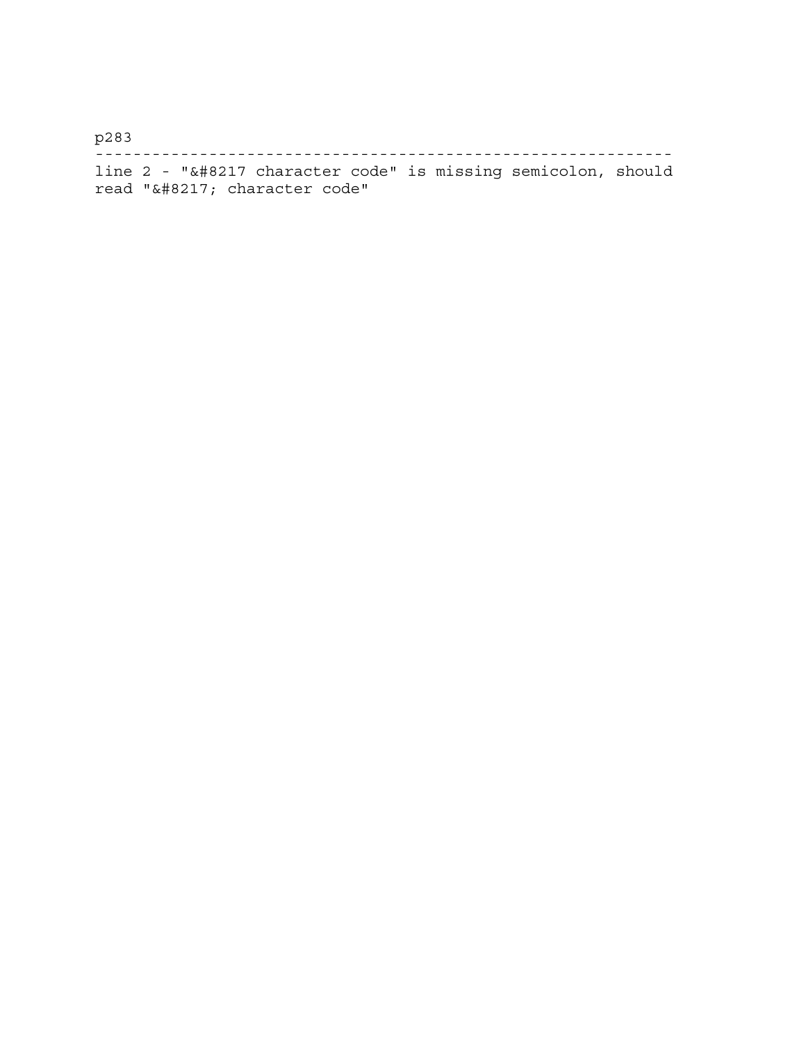p283

-------------------------------------------------------------

line 2 - "&#8217 character code" is missing semicolon, should read "&#8217; character code"